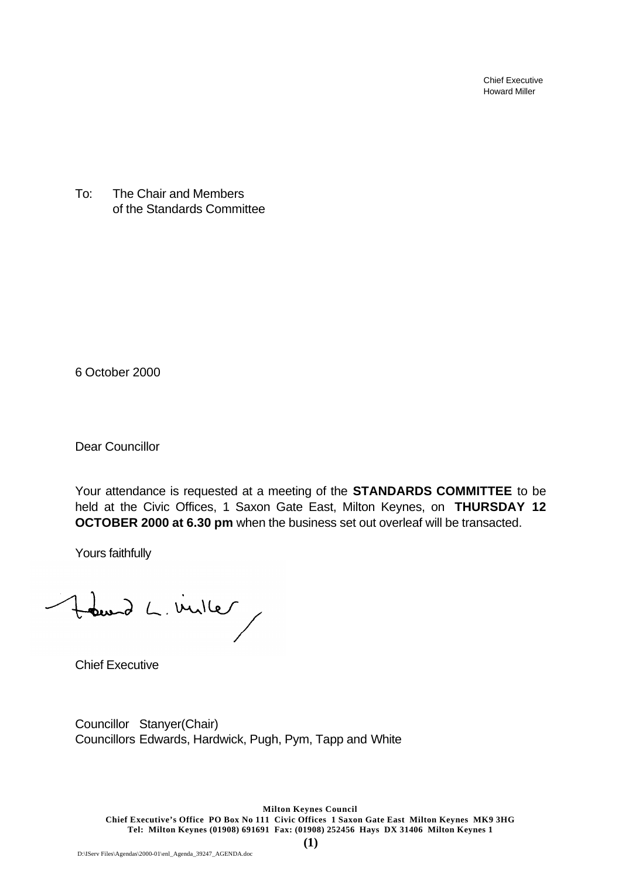Chief Executive
Howard Miller

To: The Chair and Members
of the Standards Committee

6 October 2000

Dear Councillor

Your attendance is requested at a meeting of the **STANDARDS COMMITTEE** to be held at the Civic Offices, 1 Saxon Gate East, Milton Keynes, on **THURSDAY 12 OCTOBER 2000 at 6.30 pm** when the business set out overleaf will be transacted.

Yours faithfully

Chief Executive

Councillor Stanyer(Chair)
Councillors Edwards, Hardwick, Pugh, Pym, Tapp and White

**Milton Keynes Council**
**Chief Executive's Office PO Box No 111 Civic Offices 1 Saxon Gate East Milton Keynes MK9 3HG**
**Tel: Milton Keynes (01908) 691691 Fax: (01908) 252456 Hays DX 31406 Milton Keynes 1**

D:\IServ Files\Agendas\2000-01\enl_Agenda_39247_AGENDA.doc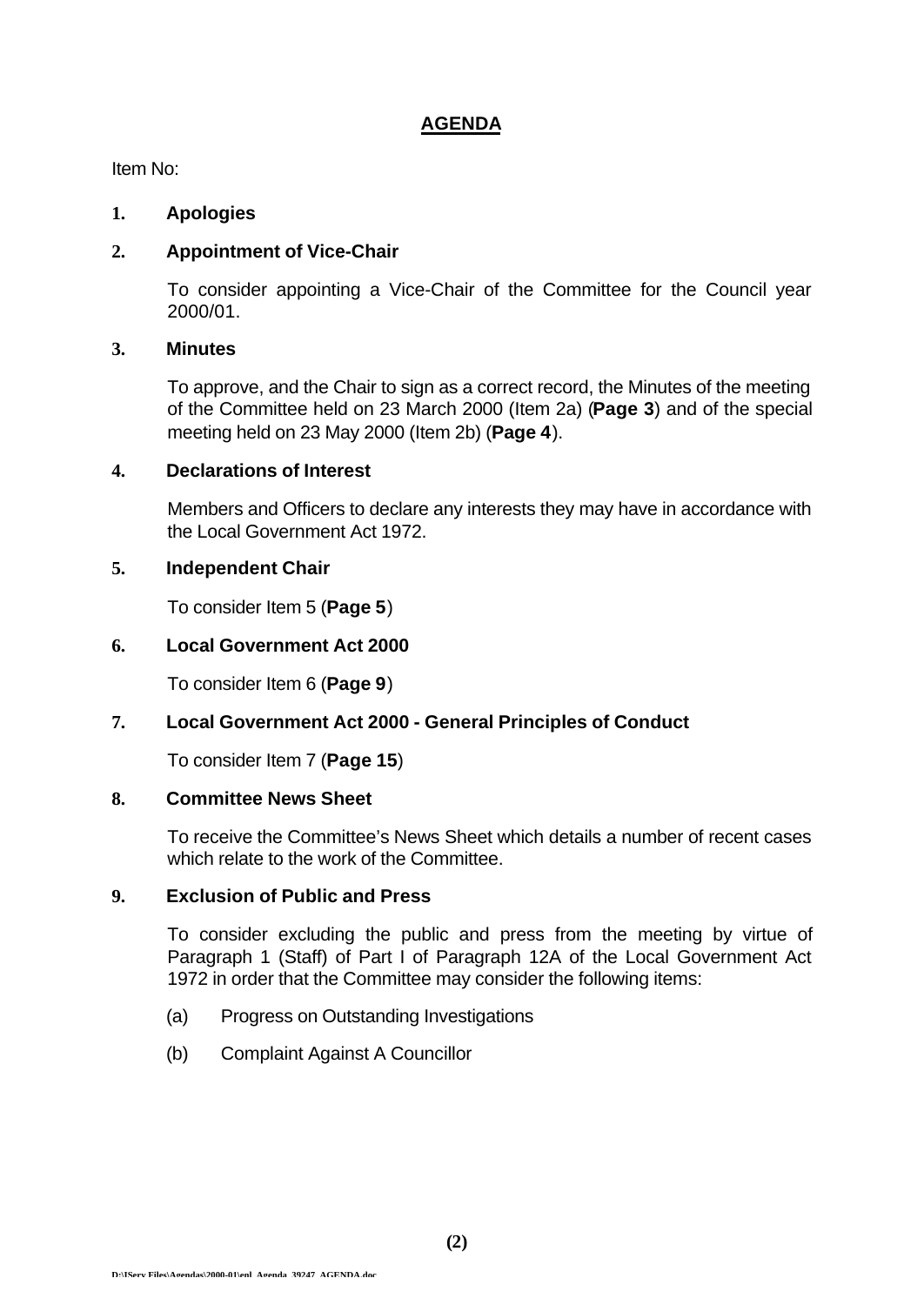# AGENDA

Item No:

**1. Apologies**

**2. Appointment of Vice-Chair**

To consider appointing a Vice-Chair of the Committee for the Council year 2000/01.

**3. Minutes**

To approve, and the Chair to sign as a correct record, the Minutes of the meeting of the Committee held on 23 March 2000 (Item 2a) (**Page 3**) and of the special meeting held on 23 May 2000 (Item 2b) (**Page 4**).

**4. Declarations of Interest**

Members and Officers to declare any interests they may have in accordance with the Local Government Act 1972.

**5. Independent Chair**

To consider Item 5 (**Page 5**)

**6. Local Government Act 2000**

To consider Item 6 (**Page 9**)

**7. Local Government Act 2000 - General Principles of Conduct**

To consider Item 7 (**Page 15**)

**8. Committee News Sheet**

To receive the Committee's News Sheet which details a number of recent cases which relate to the work of the Committee.

**9. Exclusion of Public and Press**

To consider excluding the public and press from the meeting by virtue of Paragraph 1 (Staff) of Part I of Paragraph 12A of the Local Government Act 1972 in order that the Committee may consider the following items:

(a) Progress on Outstanding Investigations

(b) Complaint Against A Councillor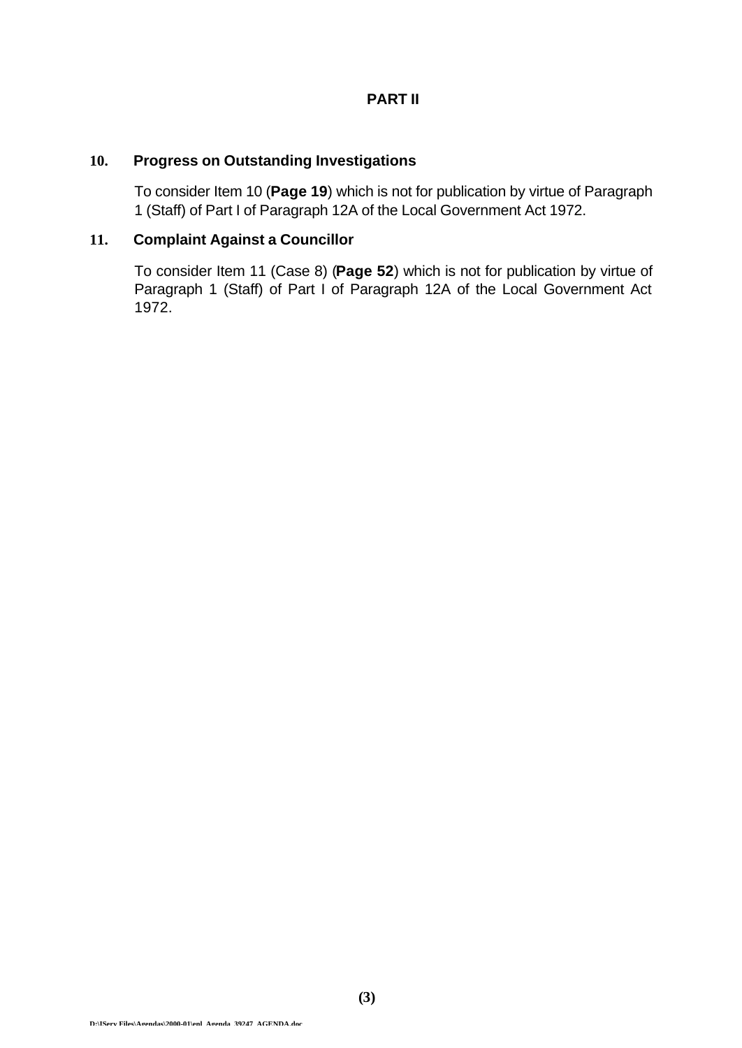## PART II

### 10. Progress on Outstanding Investigations

To consider Item 10 (**Page 19**) which is not for publication by virtue of Paragraph 1 (Staff) of Part I of Paragraph 12A of the Local Government Act 1972.

### 11. Complaint Against a Councillor

To consider Item 11 (Case 8) (**Page 52**) which is not for publication by virtue of Paragraph 1 (Staff) of Part I of Paragraph 12A of the Local Government Act 1972.

D:\IServ Files\Agendas\2000-01\enl_Agenda_39247_AGENDA.doc